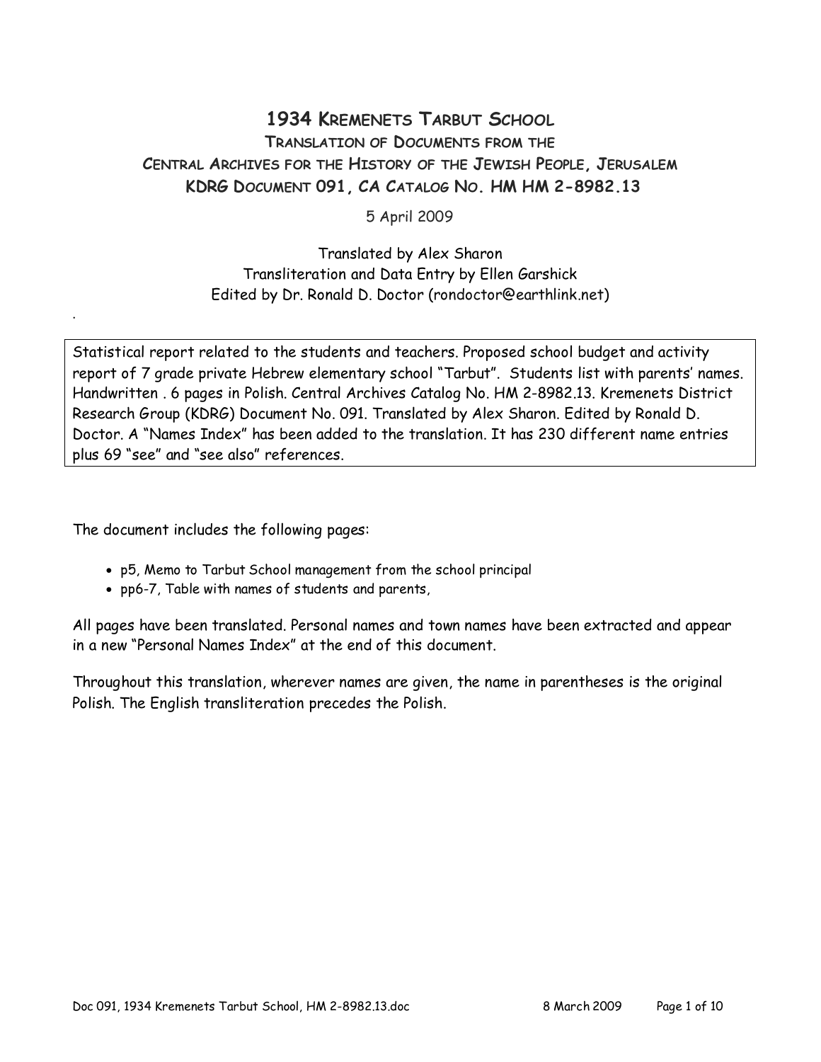# 1934 Kremenets Tarbut School

## Translation of Documents from the Central Archives for the History of the Jewish People, Jerusalem

## KDRG Document 091, CA Catalog No. HM HM 2-8982.13

5 April 2009

Translated by Alex Sharon
Transliteration and Data Entry by Ellen Garshick
Edited by Dr. Ronald D. Doctor (rondoctor@earthlink.net)

.

| Statistical report related to the students and teachers. Proposed school budget and activity report of 7 grade private Hebrew elementary school "Tarbut". Students list with parents' names. Handwritten . 6 pages in Polish. Central Archives Catalog No. HM 2-8982.13. Kremenets District Research Group (KDRG) Document No. 091. Translated by Alex Sharon. Edited by Ronald D. Doctor. A "Names Index" has been added to the translation. It has 230 different name entries plus 69 "see" and "see also" references. |
|---|

The document includes the following pages:

- p5, Memo to Tarbut School management from the school principal
- pp6-7, Table with names of students and parents,

All pages have been translated. Personal names and town names have been extracted and appear in a new "Personal Names Index" at the end of this document.

Throughout this translation, wherever names are given, the name in parentheses is the original Polish. The English transliteration precedes the Polish.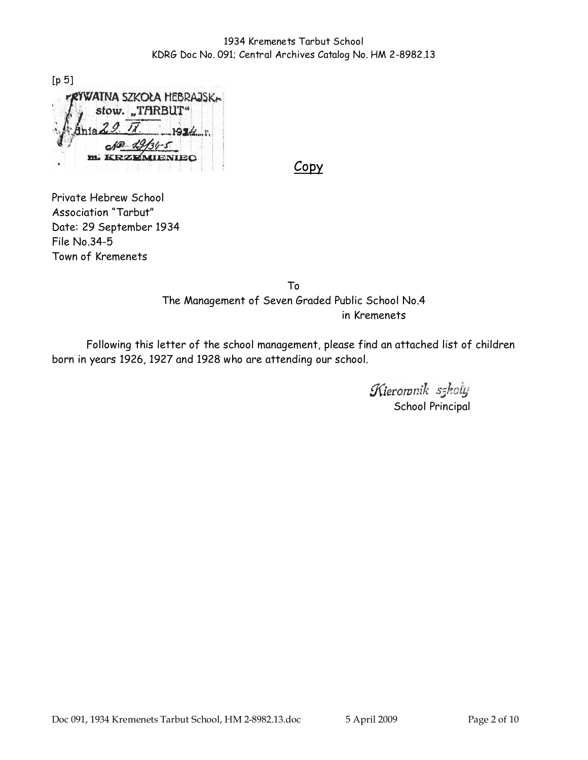[p 5]

PRYWATNA SZKOŁA HEBRAJSKA
stow. „TARBUT"
dnia 29. IX. 1934 r.
№ 29/34-5
m. KRZEMIENIEC

<u>Copy</u>

Private Hebrew School
Association "Tarbut"
Date: 29 September 1934
File No.34-5
Town of Kremenets

To
The Management of Seven Graded Public School No.4
in Kremenets

Following this letter of the school management, please find an attached list of children born in years 1926, 1927 and 1928 who are attending our school.

*Kierownik szkoły*
School Principal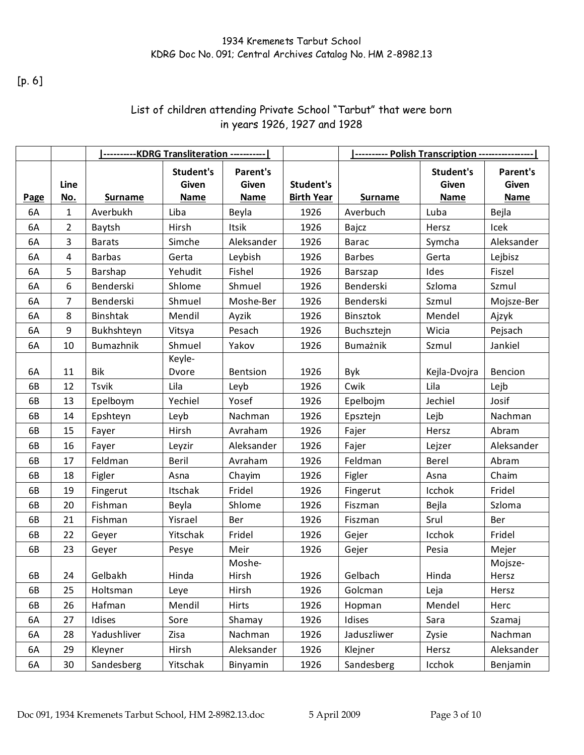1934 Kremenets Tarbut School
KDRG Doc No. 091; Central Archives Catalog No. HM 2-8982.13

[p. 6]

List of children attending Private School "Tarbut" that were born in years 1926, 1927 and 1928

| | | \|----------KDRG Transliteration -----------\| | | | | \|---------- Polish Transcription -----------------\| | | |
|---|---|---|---|---|---|---|---|---|
| Page | Line No. | Surname | Student's Given Name | Parent's Given Name | Student's Birth Year | Surname | Student's Given Name | Parent's Given Name |
| 6A | 1 | Averbukh | Liba | Beyla | 1926 | Averbuch | Luba | Bejla |
| 6A | 2 | Baytsh | Hirsh | Itsik | 1926 | Bajcz | Hersz | Icek |
| 6A | 3 | Barats | Simche | Aleksander | 1926 | Barac | Symcha | Aleksander |
| 6A | 4 | Barbas | Gerta | Leybish | 1926 | Barbes | Gerta | Lejbisz |
| 6A | 5 | Barshap | Yehudit | Fishel | 1926 | Barszap | Ides | Fiszel |
| 6A | 6 | Benderski | Shlome | Shmuel | 1926 | Benderski | Szloma | Szmul |
| 6A | 7 | Benderski | Shmuel | Moshe-Ber | 1926 | Benderski | Szmul | Mojsze-Ber |
| 6A | 8 | Binshtak | Mendil | Ayzik | 1926 | Binsztok | Mendel | Ajzyk |
| 6A | 9 | Bukhshteyn | Vitsya | Pesach | 1926 | Buchsztejn | Wicia | Pejsach |
| 6A | 10 | Bumazhnik | Shmuel | Yakov | 1926 | Bumażnik | Szmul | Jankiel |
| 6A | 11 | Bik | Keyle-Dvore | Bentsion | 1926 | Byk | Kejla-Dvojra | Bencion |
| 6B | 12 | Tsvik | Lila | Leyb | 1926 | Cwik | Lila | Lejb |
| 6B | 13 | Epelboym | Yechiel | Yosef | 1926 | Epelbojm | Jechiel | Josif |
| 6B | 14 | Epshteyn | Leyb | Nachman | 1926 | Epsztejn | Lejb | Nachman |
| 6B | 15 | Fayer | Hirsh | Avraham | 1926 | Fajer | Hersz | Abram |
| 6B | 16 | Fayer | Leyzir | Aleksander | 1926 | Fajer | Lejzer | Aleksander |
| 6B | 17 | Feldman | Beril | Avraham | 1926 | Feldman | Berel | Abram |
| 6B | 18 | Figler | Asna | Chayim | 1926 | Figler | Asna | Chaim |
| 6B | 19 | Fingerut | Itschak | Fridel | 1926 | Fingerut | Icchok | Fridel |
| 6B | 20 | Fishman | Beyla | Shlome | 1926 | Fiszman | Bejla | Szloma |
| 6B | 21 | Fishman | Yisrael | Ber | 1926 | Fiszman | Srul | Ber |
| 6B | 22 | Geyer | Yitschak | Fridel | 1926 | Gejer | Icchok | Fridel |
| 6B | 23 | Geyer | Pesye | Meir | 1926 | Gejer | Pesia | Mejer |
| 6B | 24 | Gelbakh | Hinda | Moshe-Hirsh | 1926 | Gelbach | Hinda | Mojsze-Hersz |
| 6B | 25 | Holtsman | Leye | Hirsh | 1926 | Golcman | Leja | Hersz |
| 6B | 26 | Hafman | Mendil | Hirts | 1926 | Hopman | Mendel | Herc |
| 6A | 27 | Idises | Sore | Shamay | 1926 | Idises | Sara | Szamaj |
| 6A | 28 | Yadushliver | Zisa | Nachman | 1926 | Jaduszliwer | Zysie | Nachman |
| 6A | 29 | Kleyner | Hirsh | Aleksander | 1926 | Klejner | Hersz | Aleksander |
| 6A | 30 | Sandesberg | Yitschak | Binyamin | 1926 | Sandesberg | Icchok | Benjamin |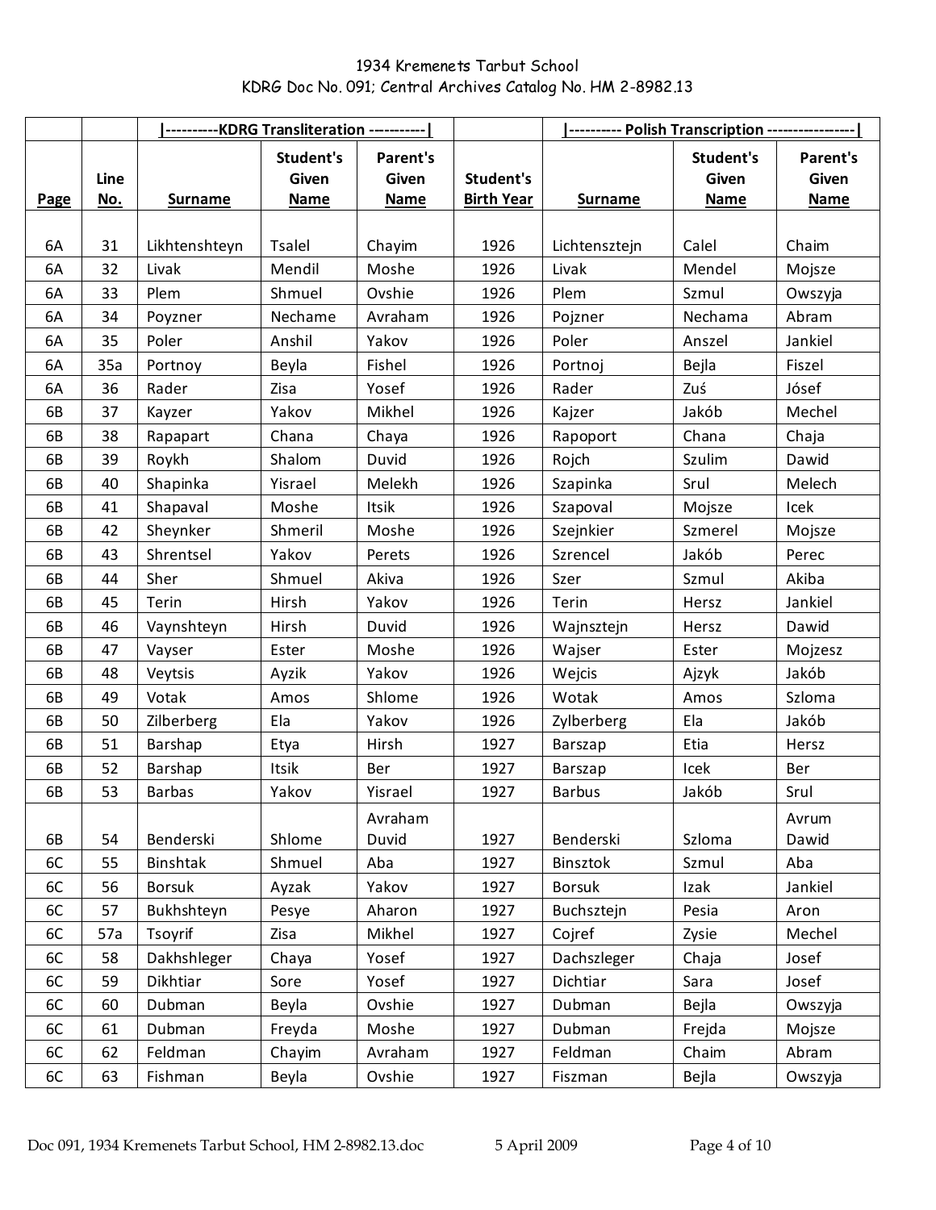1934 Kremenets Tarbut School
KDRG Doc No. 091; Central Archives Catalog No. HM 2-8982.13

| | | \|----------KDRG Transliteration -----------\| | | | | \|---------- Polish Transcription ----------------\| | | |
|---|---|---|---|---|---|---|---|---|
| **Page** | **Line No.** | **Surname** | **Student's Given Name** | **Parent's Given Name** | **Student's Birth Year** | **Surname** | **Student's Given Name** | **Parent's Given Name** |
| 6A | 31 | Likhtenshteyn | Tsalel | Chayim | 1926 | Lichtensztejn | Calel | Chaim |
| 6A | 32 | Livak | Mendil | Moshe | 1926 | Livak | Mendel | Mojsze |
| 6A | 33 | Plem | Shmuel | Ovshie | 1926 | Plem | Szmul | Owszyja |
| 6A | 34 | Poyzner | Nechame | Avraham | 1926 | Pojzner | Nechama | Abram |
| 6A | 35 | Poler | Anshil | Yakov | 1926 | Poler | Anszel | Jankiel |
| 6A | 35a | Portnoy | Beyla | Fishel | 1926 | Portnoj | Bejla | Fiszel |
| 6A | 36 | Rader | Zisa | Yosef | 1926 | Rader | Zuś | Jósef |
| 6B | 37 | Kayzer | Yakov | Mikhel | 1926 | Kajzer | Jakób | Mechel |
| 6B | 38 | Rapapart | Chana | Chaya | 1926 | Rapoport | Chana | Chaja |
| 6B | 39 | Roykh | Shalom | Duvid | 1926 | Rojch | Szulim | Dawid |
| 6B | 40 | Shapinka | Yisrael | Melekh | 1926 | Szapinka | Srul | Melech |
| 6B | 41 | Shapaval | Moshe | Itsik | 1926 | Szapoval | Mojsze | Icek |
| 6B | 42 | Sheynker | Shmeril | Moshe | 1926 | Szejnkier | Szmerel | Mojsze |
| 6B | 43 | Shrentsel | Yakov | Perets | 1926 | Szrencel | Jakób | Perec |
| 6B | 44 | Sher | Shmuel | Akiva | 1926 | Szer | Szmul | Akiba |
| 6B | 45 | Terin | Hirsh | Yakov | 1926 | Terin | Hersz | Jankiel |
| 6B | 46 | Vaynshteyn | Hirsh | Duvid | 1926 | Wajnsztejn | Hersz | Dawid |
| 6B | 47 | Vayser | Ester | Moshe | 1926 | Wajser | Ester | Mojzesz |
| 6B | 48 | Veytsis | Ayzik | Yakov | 1926 | Wejcis | Ajzyk | Jakób |
| 6B | 49 | Votak | Amos | Shlome | 1926 | Wotak | Amos | Szloma |
| 6B | 50 | Zilberberg | Ela | Yakov | 1926 | Zylberberg | Ela | Jakób |
| 6B | 51 | Barshap | Etya | Hirsh | 1927 | Barszap | Etia | Hersz |
| 6B | 52 | Barshap | Itsik | Ber | 1927 | Barszap | Icek | Ber |
| 6B | 53 | Barbas | Yakov | Yisrael | 1927 | Barbus | Jakób | Srul |
| 6B | 54 | Benderski | Shlome | Avraham Duvid | 1927 | Benderski | Szloma | Avrum Dawid |
| 6C | 55 | Binshtak | Shmuel | Aba | 1927 | Binsztok | Szmul | Aba |
| 6C | 56 | Borsuk | Ayzak | Yakov | 1927 | Borsuk | Izak | Jankiel |
| 6C | 57 | Bukhshteyn | Pesye | Aharon | 1927 | Buchsztejn | Pesia | Aron |
| 6C | 57a | Tsoyrif | Zisa | Mikhel | 1927 | Cojref | Zysie | Mechel |
| 6C | 58 | Dakhshleger | Chaya | Yosef | 1927 | Dachszleger | Chaja | Josef |
| 6C | 59 | Dikhtiar | Sore | Yosef | 1927 | Dichtiar | Sara | Josef |
| 6C | 60 | Dubman | Beyla | Ovshie | 1927 | Dubman | Bejla | Owszyja |
| 6C | 61 | Dubman | Freyda | Moshe | 1927 | Dubman | Frejda | Mojsze |
| 6C | 62 | Feldman | Chayim | Avraham | 1927 | Feldman | Chaim | Abram |
| 6C | 63 | Fishman | Beyla | Ovshie | 1927 | Fiszman | Bejla | Owszyja |

Doc 091, 1934 Kremenets Tarbut School, HM 2-8982.13.doc 5 April 2009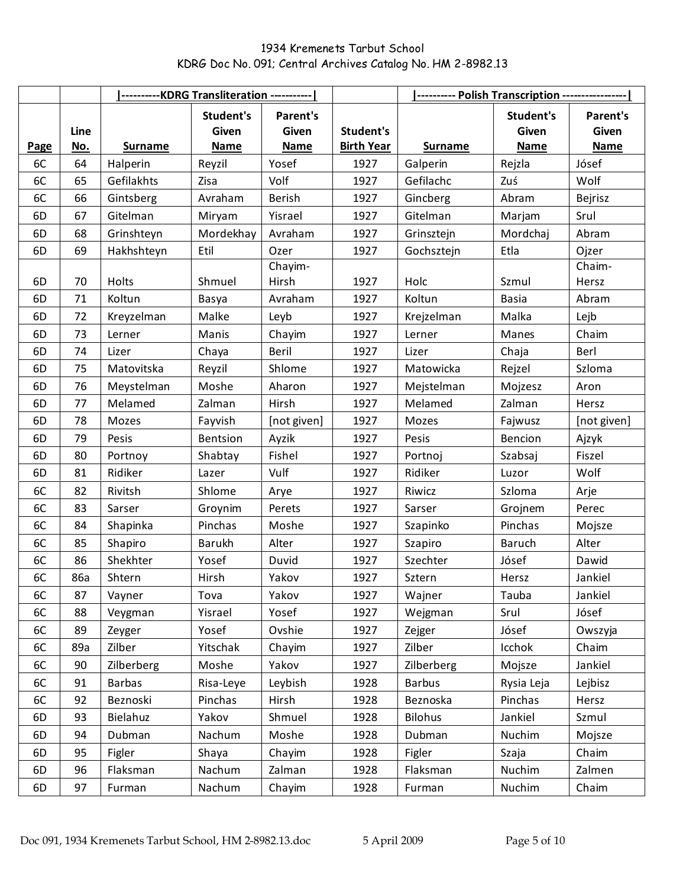1934 Kremenets Tarbut School

KDRG Doc No. 091; Central Archives Catalog No. HM 2-8982.13

| | | \|----------KDRG Transliteration -----------\| | | | | \|---------- Polish Transcription ----------------\| | | |
|---|---|---|---|---|---|---|---|---|
| **Page** | **Line No.** | **Surname** | **Student's Given Name** | **Parent's Given Name** | **Student's Birth Year** | **Surname** | **Student's Given Name** | **Parent's Given Name** |
| 6C | 64 | Halperin | Reyzil | Yosef | 1927 | Galperin | Rejzla | Jósef |
| 6C | 65 | Gefilakhts | Zisa | Volf | 1927 | Gefilachc | Zuś | Wolf |
| 6C | 66 | Gintsberg | Avraham | Berish | 1927 | Gincberg | Abram | Bejrisz |
| 6D | 67 | Gitelman | Miryam | Yisrael | 1927 | Gitelman | Marjam | Srul |
| 6D | 68 | Grinshteyn | Mordekhay | Avraham | 1927 | Grinsztejn | Mordchaj | Abram |
| 6D | 69 | Hakhshteyn | Etil | Ozer | 1927 | Gochsztejn | Etla | Ojzer |
| 6D | 70 | Holts | Shmuel | Chayim-Hirsh | 1927 | Holc | Szmul | Chaim-Hersz |
| 6D | 71 | Koltun | Basya | Avraham | 1927 | Koltun | Basia | Abram |
| 6D | 72 | Kreyzelman | Malke | Leyb | 1927 | Krejzelman | Malka | Lejb |
| 6D | 73 | Lerner | Manis | Chayim | 1927 | Lerner | Manes | Chaim |
| 6D | 74 | Lizer | Chaya | Beril | 1927 | Lizer | Chaja | Berl |
| 6D | 75 | Matovitska | Reyzil | Shlome | 1927 | Matowicka | Rejzel | Szloma |
| 6D | 76 | Meystelman | Moshe | Aharon | 1927 | Mejstelman | Mojzesz | Aron |
| 6D | 77 | Melamed | Zalman | Hirsh | 1927 | Melamed | Zalman | Hersz |
| 6D | 78 | Mozes | Fayvish | [not given] | 1927 | Mozes | Fajwusz | [not given] |
| 6D | 79 | Pesis | Bentsion | Ayzik | 1927 | Pesis | Bencion | Ajzyk |
| 6D | 80 | Portnoy | Shabtay | Fishel | 1927 | Portnoj | Szabsaj | Fiszel |
| 6D | 81 | Ridiker | Lazer | Vulf | 1927 | Ridiker | Luzor | Wolf |
| 6C | 82 | Rivitsh | Shlome | Arye | 1927 | Riwicz | Szloma | Arje |
| 6C | 83 | Sarser | Groynim | Perets | 1927 | Sarser | Grojnem | Perec |
| 6C | 84 | Shapinka | Pinchas | Moshe | 1927 | Szapinko | Pinchas | Mojsze |
| 6C | 85 | Shapiro | Barukh | Alter | 1927 | Szapiro | Baruch | Alter |
| 6C | 86 | Shekhter | Yosef | Duvid | 1927 | Szechter | Jósef | Dawid |
| 6C | 86a | Shtern | Hirsh | Yakov | 1927 | Sztern | Hersz | Jankiel |
| 6C | 87 | Vayner | Tova | Yakov | 1927 | Wajner | Tauba | Jankiel |
| 6C | 88 | Veygman | Yisrael | Yosef | 1927 | Wejgman | Srul | Jósef |
| 6C | 89 | Zeyger | Yosef | Ovshie | 1927 | Zejger | Jósef | Owszyja |
| 6C | 89a | Zilber | Yitschak | Chayim | 1927 | Zilber | Icchok | Chaim |
| 6C | 90 | Zilberberg | Moshe | Yakov | 1927 | Zilberberg | Mojsze | Jankiel |
| 6C | 91 | Barbas | Risa-Leye | Leybish | 1928 | Barbus | Rysia Leja | Lejbisz |
| 6C | 92 | Beznoski | Pinchas | Hirsh | 1928 | Beznoska | Pinchas | Hersz |
| 6D | 93 | Bielahuz | Yakov | Shmuel | 1928 | Bilohus | Jankiel | Szmul |
| 6D | 94 | Dubman | Nachum | Moshe | 1928 | Dubman | Nuchim | Mojsze |
| 6D | 95 | Figler | Shaya | Chayim | 1928 | Figler | Szaja | Chaim |
| 6D | 96 | Flaksman | Nachum | Zalman | 1928 | Flaksman | Nuchim | Zalmen |
| 6D | 97 | Furman | Nachum | Chayim | 1928 | Furman | Nuchim | Chaim |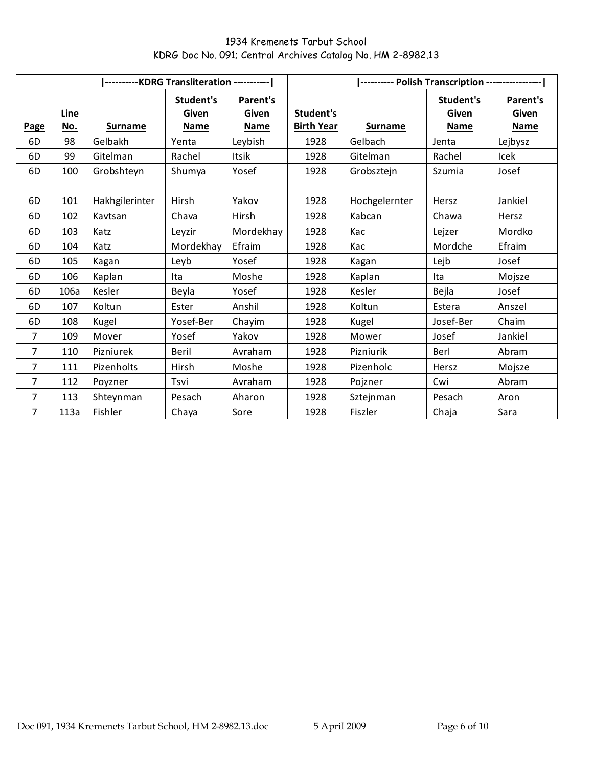1934 Kremenets Tarbut School
KDRG Doc No. 091; Central Archives Catalog No. HM 2-8982.13

| | | \|----------KDRG Transliteration -----------\| | | | | \|---------- Polish Transcription -----------------\| | | |
|---|---|---|---|---|---|---|---|---|
| **Page** | **Line No.** | **Surname** | **Student's Given Name** | **Parent's Given Name** | **Student's Birth Year** | **Surname** | **Student's Given Name** | **Parent's Given Name** |
| 6D | 98 | Gelbakh | Yenta | Leybish | 1928 | Gelbach | Jenta | Lejbysz |
| 6D | 99 | Gitelman | Rachel | Itsik | 1928 | Gitelman | Rachel | Icek |
| 6D | 100 | Grobshteyn | Shumya | Yosef | 1928 | Grobsztejn | Szumia | Josef |
| 6D | 101 | Hakhgilerinter | Hirsh | Yakov | 1928 | Hochgelernter | Hersz | Jankiel |
| 6D | 102 | Kavtsan | Chava | Hirsh | 1928 | Kabcan | Chawa | Hersz |
| 6D | 103 | Katz | Leyzir | Mordekhay | 1928 | Kac | Lejzer | Mordko |
| 6D | 104 | Katz | Mordekhay | Efraim | 1928 | Kac | Mordche | Efraim |
| 6D | 105 | Kagan | Leyb | Yosef | 1928 | Kagan | Lejb | Josef |
| 6D | 106 | Kaplan | Ita | Moshe | 1928 | Kaplan | Ita | Mojsze |
| 6D | 106a | Kesler | Beyla | Yosef | 1928 | Kesler | Bejla | Josef |
| 6D | 107 | Koltun | Ester | Anshil | 1928 | Koltun | Estera | Anszel |
| 6D | 108 | Kugel | Yosef-Ber | Chayim | 1928 | Kugel | Josef-Ber | Chaim |
| 7 | 109 | Mover | Yosef | Yakov | 1928 | Mower | Josef | Jankiel |
| 7 | 110 | Pizniurek | Beril | Avraham | 1928 | Pizniurik | Berl | Abram |
| 7 | 111 | Pizenholts | Hirsh | Moshe | 1928 | Pizenholc | Hersz | Mojsze |
| 7 | 112 | Poyzner | Tsvi | Avraham | 1928 | Pojzner | Cwi | Abram |
| 7 | 113 | Shteynman | Pesach | Aharon | 1928 | Sztejnman | Pesach | Aron |
| 7 | 113a | Fishler | Chaya | Sore | 1928 | Fiszler | Chaja | Sara |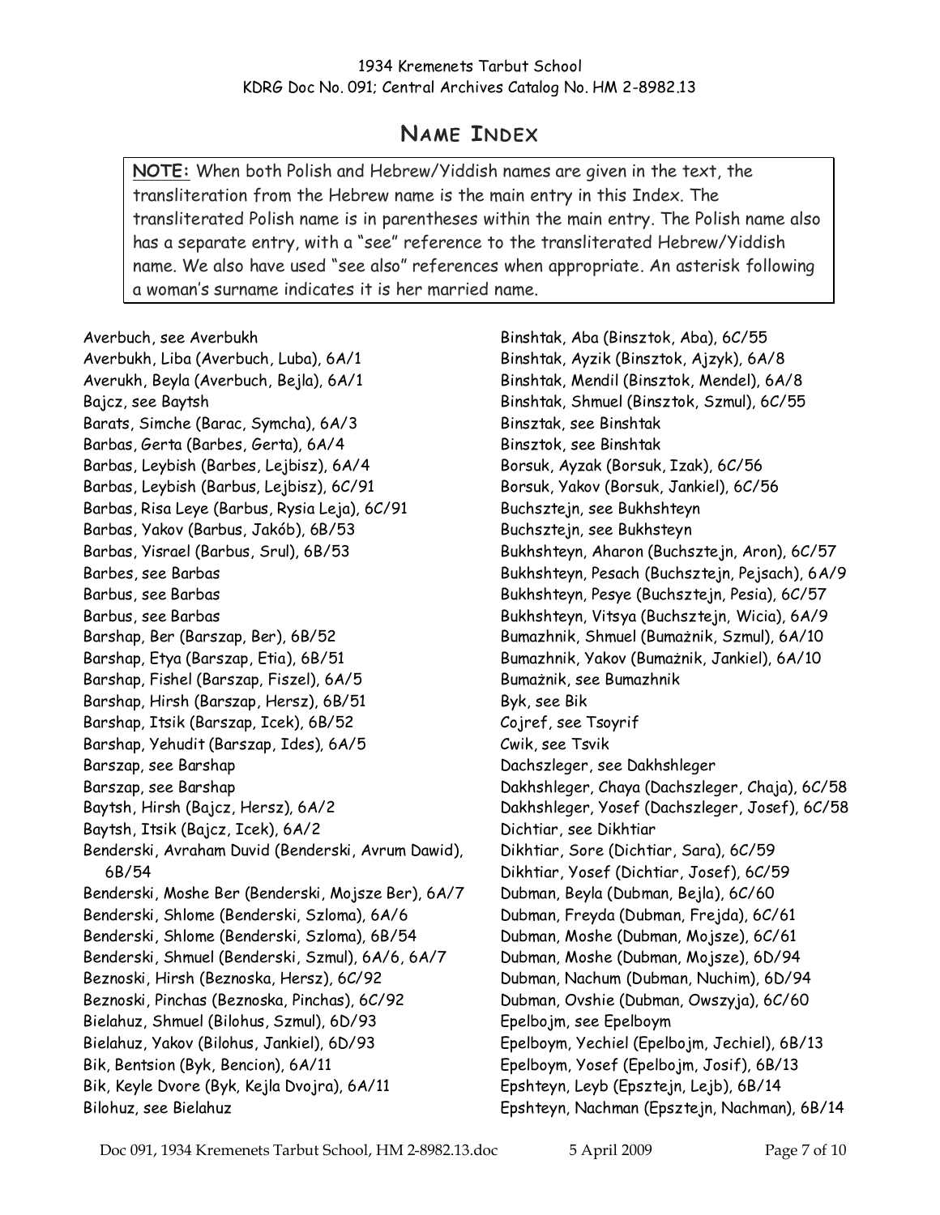## NAME INDEX

**NOTE:** When both Polish and Hebrew/Yiddish names are given in the text, the transliteration from the Hebrew name is the main entry in this Index. The transliterated Polish name is in parentheses within the main entry. The Polish name also has a separate entry, with a "see" reference to the transliterated Hebrew/Yiddish name. We also have used "see also" references when appropriate. An asterisk following a woman's surname indicates it is her married name.

Averbuch, see Averbukh
Averbukh, Liba (Averbuch, Luba), 6A/1
Averukh, Beyla (Averbuch, Bejla), 6A/1
Bajcz, see Baytsh
Barats, Simche (Barac, Symcha), 6A/3
Barbas, Gerta (Barbes, Gerta), 6A/4
Barbas, Leybish (Barbes, Lejbisz), 6A/4
Barbas, Leybish (Barbus, Lejbisz), 6C/91
Barbas, Risa Leye (Barbus, Rysia Leja), 6C/91
Barbas, Yakov (Barbus, Jakób), 6B/53
Barbas, Yisrael (Barbus, Srul), 6B/53
Barbes, see Barbas
Barbus, see Barbas
Barbus, see Barbas
Barshap, Ber (Barszap, Ber), 6B/52
Barshap, Etya (Barszap, Etia), 6B/51
Barshap, Fishel (Barszap, Fiszel), 6A/5
Barshap, Hirsh (Barszap, Hersz), 6B/51
Barshap, Itsik (Barszap, Icek), 6B/52
Barshap, Yehudit (Barszap, Ides), 6A/5
Barszap, see Barshap
Barszap, see Barshap
Baytsh, Hirsh (Bajcz, Hersz), 6A/2
Baytsh, Itsik (Bajcz, Icek), 6A/2
Benderski, Avraham Duvid (Benderski, Avrum Dawid), 6B/54
Benderski, Moshe Ber (Benderski, Mojsze Ber), 6A/7
Benderski, Shlome (Benderski, Szloma), 6A/6
Benderski, Shlome (Benderski, Szloma), 6B/54
Benderski, Shmuel (Benderski, Szmul), 6A/6, 6A/7
Beznoski, Hirsh (Beznoska, Hersz), 6C/92
Beznoski, Pinchas (Beznoska, Pinchas), 6C/92
Bielahuz, Shmuel (Bilohus, Szmul), 6D/93
Bielahuz, Yakov (Bilohus, Jankiel), 6D/93
Bik, Bentsion (Byk, Bencion), 6A/11
Bik, Keyle Dvore (Byk, Kejla Dvojra), 6A/11
Bilohuz, see Bielahuz
Binshtak, Aba (Binsztok, Aba), 6C/55
Binshtak, Ayzik (Binsztok, Ajzyk), 6A/8
Binshtak, Mendil (Binsztok, Mendel), 6A/8
Binshtak, Shmuel (Binsztok, Szmul), 6C/55
Binsztak, see Binshtak
Binsztok, see Binshtak
Borsuk, Ayzak (Borsuk, Izak), 6C/56
Borsuk, Yakov (Borsuk, Jankiel), 6C/56
Buchsztejn, see Bukhshteyn
Buchsztejn, see Bukhsteyn
Bukhshteyn, Aharon (Buchsztejn, Aron), 6C/57
Bukhshteyn, Pesach (Buchsztejn, Pejsach), 6A/9
Bukhshteyn, Pesye (Buchsztejn, Pesia), 6C/57
Bukhshteyn, Vitsya (Buchsztejn, Wicia), 6A/9
Bumazhnik, Shmuel (Bumażnik, Szmul), 6A/10
Bumazhnik, Yakov (Bumażnik, Jankiel), 6A/10
Bumażnik, see Bumazhnik
Byk, see Bik
Cojref, see Tsoyrif
Cwik, see Tsvik
Dachszleger, see Dakhshleger
Dakhshleger, Chaya (Dachszleger, Chaja), 6C/58
Dakhshleger, Yosef (Dachszleger, Josef), 6C/58
Dichtiar, see Dikhtiar
Dikhtiar, Sore (Dichtiar, Sara), 6C/59
Dikhtiar, Yosef (Dichtiar, Josef), 6C/59
Dubman, Beyla (Dubman, Bejla), 6C/60
Dubman, Freyda (Dubman, Frejda), 6C/61
Dubman, Moshe (Dubman, Mojsze), 6C/61
Dubman, Moshe (Dubman, Mojsze), 6D/94
Dubman, Nachum (Dubman, Nuchim), 6D/94
Dubman, Ovshie (Dubman, Owszyja), 6C/60
Epelbojm, see Epelboym
Epelboym, Yechiel (Epelbojm, Jechiel), 6B/13
Epelboym, Yosef (Epelbojm, Josif), 6B/13
Epshteyn, Leyb (Epsztejn, Lejb), 6B/14
Epshteyn, Nachman (Epsztejn, Nachman), 6B/14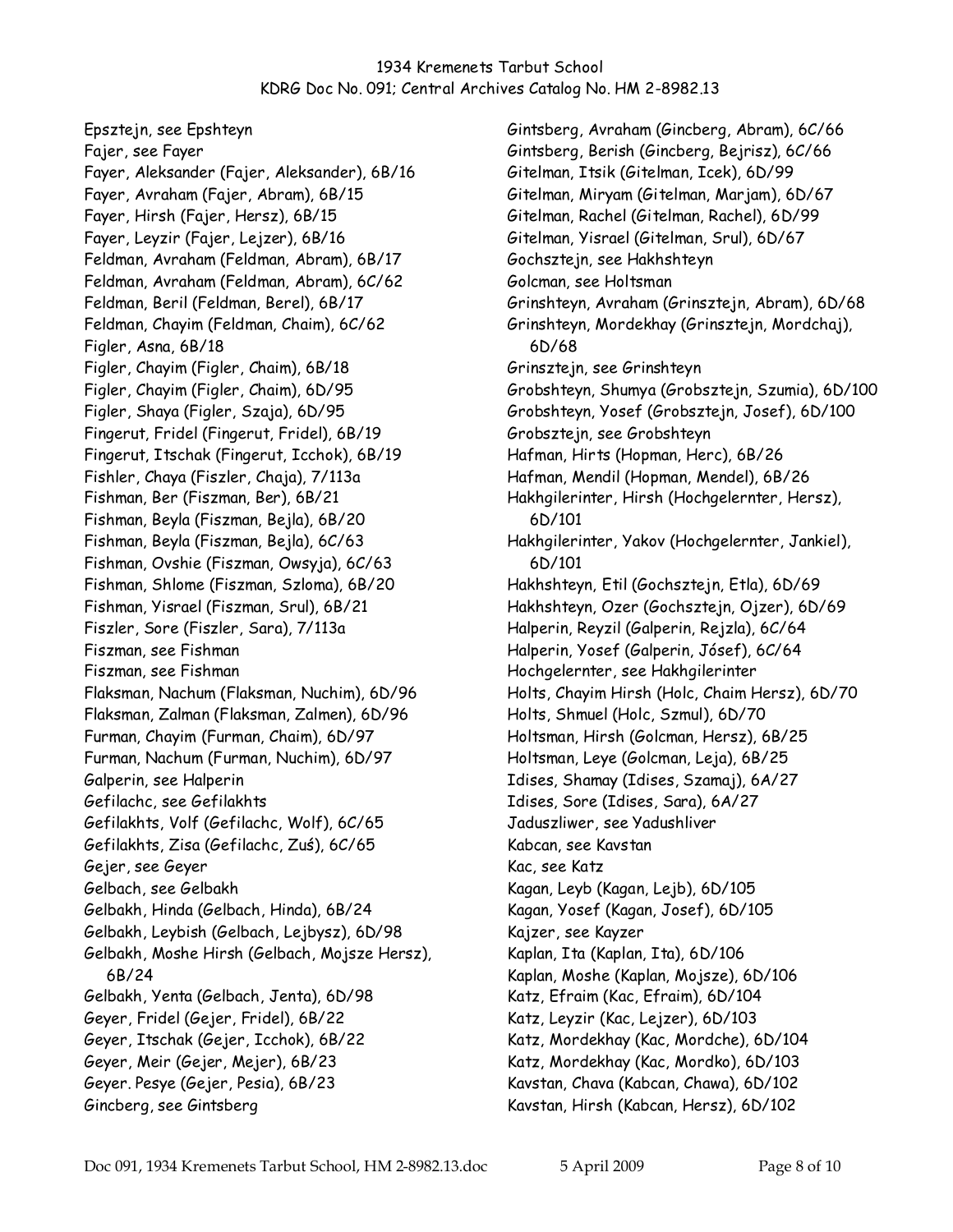Epsztejn, see Epshteyn
Fajer, see Fayer
Fayer, Aleksander (Fajer, Aleksander), 6B/16
Fayer, Avraham (Fajer, Abram), 6B/15
Fayer, Hirsh (Fajer, Hersz), 6B/15
Fayer, Leyzir (Fajer, Lejzer), 6B/16
Feldman, Avraham (Feldman, Abram), 6B/17
Feldman, Avraham (Feldman, Abram), 6C/62
Feldman, Beril (Feldman, Berel), 6B/17
Feldman, Chayim (Feldman, Chaim), 6C/62
Figler, Asna, 6B/18
Figler, Chayim (Figler, Chaim), 6B/18
Figler, Chayim (Figler, Chaim), 6D/95
Figler, Shaya (Figler, Szaja), 6D/95
Fingerut, Fridel (Fingerut, Fridel), 6B/19
Fingerut, Itschak (Fingerut, Icchok), 6B/19
Fishler, Chaya (Fiszler, Chaja), 7/113a
Fishman, Ber (Fiszman, Ber), 6B/21
Fishman, Beyla (Fiszman, Bejla), 6B/20
Fishman, Beyla (Fiszman, Bejla), 6C/63
Fishman, Ovshie (Fiszman, Owsyja), 6C/63
Fishman, Shlome (Fiszman, Szloma), 6B/20
Fishman, Yisrael (Fiszman, Srul), 6B/21
Fiszler, Sore (Fiszler, Sara), 7/113a
Fiszman, see Fishman
Fiszman, see Fishman
Flaksman, Nachum (Flaksman, Nuchim), 6D/96
Flaksman, Zalman (Flaksman, Zalmen), 6D/96
Furman, Chayim (Furman, Chaim), 6D/97
Furman, Nachum (Furman, Nuchim), 6D/97
Galperin, see Halperin
Gefilachc, see Gefilakhts
Gefilakhts, Volf (Gefilachc, Wolf), 6C/65
Gefilakhts, Zisa (Gefilachc, Zuś), 6C/65
Gejer, see Geyer
Gelbach, see Gelbakh
Gelbakh, Hinda (Gelbach, Hinda), 6B/24
Gelbakh, Leybish (Gelbach, Lejbysz), 6D/98
Gelbakh, Moshe Hirsh (Gelbach, Mojsze Hersz), 6B/24
Gelbakh, Yenta (Gelbach, Jenta), 6D/98
Geyer, Fridel (Gejer, Fridel), 6B/22
Geyer, Itschak (Gejer, Icchok), 6B/22
Geyer, Meir (Gejer, Mejer), 6B/23
Geyer. Pesye (Gejer, Pesia), 6B/23
Gincberg, see Gintsberg
Gintsberg, Avraham (Gincberg, Abram), 6C/66
Gintsberg, Berish (Gincberg, Bejrisz), 6C/66
Gitelman, Itsik (Gitelman, Icek), 6D/99
Gitelman, Miryam (Gitelman, Marjam), 6D/67
Gitelman, Rachel (Gitelman, Rachel), 6D/99
Gitelman, Yisrael (Gitelman, Srul), 6D/67
Gochsztejn, see Hakhshteyn
Golcman, see Holtsman
Grinshteyn, Avraham (Grinsztejn, Abram), 6D/68
Grinshteyn, Mordekhay (Grinsztejn, Mordchaj), 6D/68
Grinsztejn, see Grinshteyn
Grobshteyn, Shumya (Grobsztejn, Szumia), 6D/100
Grobshteyn, Yosef (Grobsztejn, Josef), 6D/100
Grobsztejn, see Grobshteyn
Hafman, Hirts (Hopman, Herc), 6B/26
Hafman, Mendil (Hopman, Mendel), 6B/26
Hakhgilerinter, Hirsh (Hochgelernter, Hersz), 6D/101
Hakhgilerinter, Yakov (Hochgelernter, Jankiel), 6D/101
Hakhshteyn, Etil (Gochsztejn, Etla), 6D/69
Hakhshteyn, Ozer (Gochsztejn, Ojzer), 6D/69
Halperin, Reyzil (Galperin, Rejzla), 6C/64
Halperin, Yosef (Galperin, Józef), 6C/64
Hochgelernter, see Hakhgilerinter
Holts, Chayim Hirsh (Holc, Chaim Hersz), 6D/70
Holts, Shmuel (Holc, Szmul), 6D/70
Holtsman, Hirsh (Golcman, Hersz), 6B/25
Holtsman, Leye (Golcman, Leja), 6B/25
Idises, Shamay (Idises, Szamaj), 6A/27
Idises, Sore (Idises, Sara), 6A/27
Jaduszliwer, see Yadushliver
Kabcan, see Kavstan
Kac, see Katz
Kagan, Leyb (Kagan, Lejb), 6D/105
Kagan, Yosef (Kagan, Josef), 6D/105
Kajzer, see Kayzer
Kaplan, Ita (Kaplan, Ita), 6D/106
Kaplan, Moshe (Kaplan, Mojsze), 6D/106
Katz, Efraim (Kac, Efraim), 6D/104
Katz, Leyzir (Kac, Lejzer), 6D/103
Katz, Mordekhay (Kac, Mordche), 6D/104
Katz, Mordekhay (Kac, Mordko), 6D/103
Kavstan, Chava (Kabcan, Chawa), 6D/102
Kavstan, Hirsh (Kabcan, Hersz), 6D/102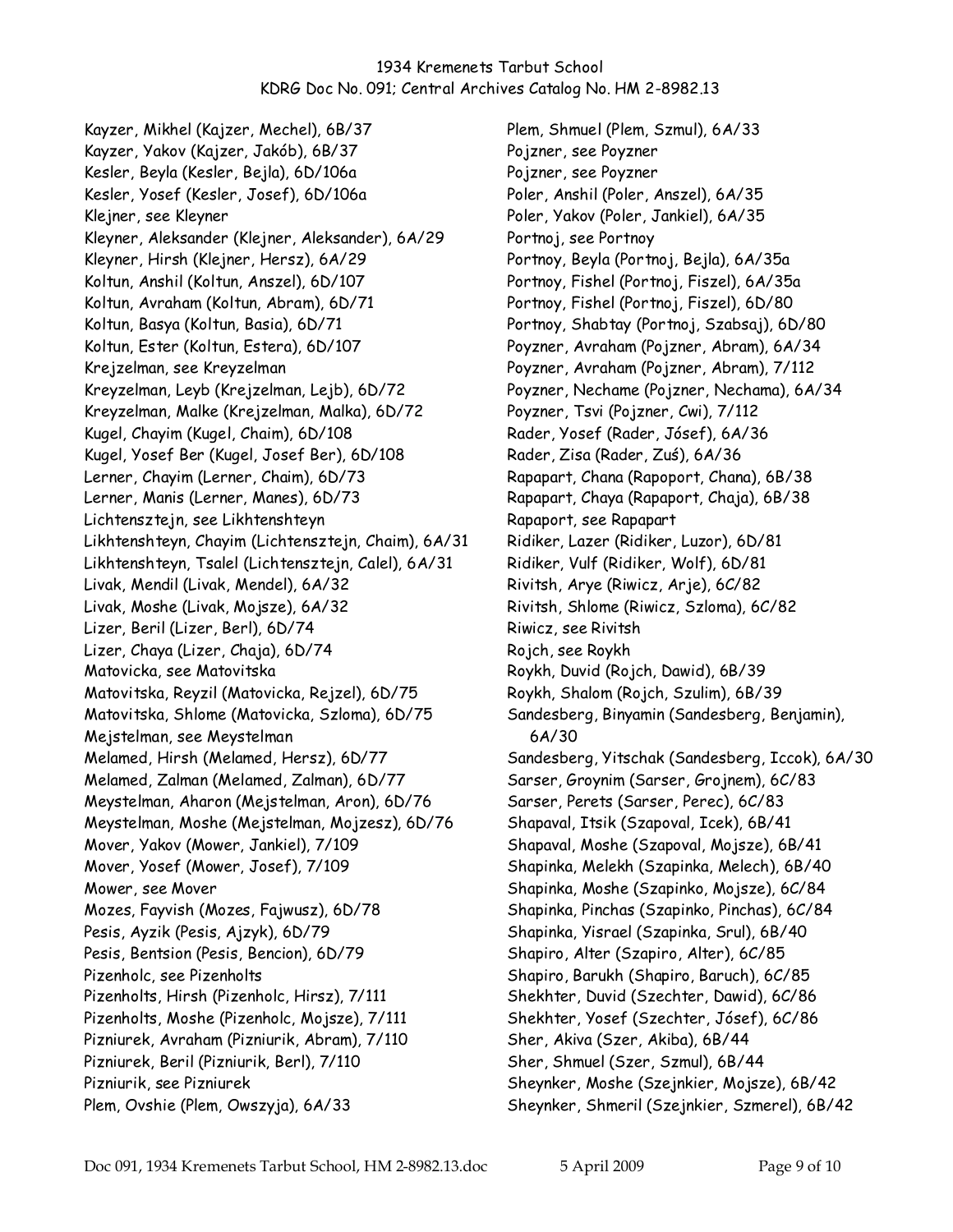Kayzer, Mikhel (Kajzer, Mechel), 6B/37
Kayzer, Yakov (Kajzer, Jakób), 6B/37
Kesler, Beyla (Kesler, Bejla), 6D/106a
Kesler, Yosef (Kesler, Josef), 6D/106a
Klejner, see Kleyner
Kleyner, Aleksander (Klejner, Aleksander), 6A/29
Kleyner, Hirsh (Klejner, Hersz), 6A/29
Koltun, Anshil (Koltun, Anszel), 6D/107
Koltun, Avraham (Koltun, Abram), 6D/71
Koltun, Basya (Koltun, Basia), 6D/71
Koltun, Ester (Koltun, Estera), 6D/107
Krejzelman, see Kreyzelman
Kreyzelman, Leyb (Krejzelman, Lejb), 6D/72
Kreyzelman, Malke (Krejzelman, Malka), 6D/72
Kugel, Chayim (Kugel, Chaim), 6D/108
Kugel, Yosef Ber (Kugel, Josef Ber), 6D/108
Lerner, Chayim (Lerner, Chaim), 6D/73
Lerner, Manis (Lerner, Manes), 6D/73
Lichtensztejn, see Likhtenshteyn
Likhtenshteyn, Chayim (Lichtensztejn, Chaim), 6A/31
Likhtenshteyn, Tsalel (Lichtensztejn, Calel), 6A/31
Livak, Mendil (Livak, Mendel), 6A/32
Livak, Moshe (Livak, Mojsze), 6A/32
Lizer, Beril (Lizer, Berl), 6D/74
Lizer, Chaya (Lizer, Chaja), 6D/74
Matovicka, see Matovitska
Matovitska, Reyzil (Matovicka, Rejzel), 6D/75
Matovitska, Shlome (Matovicka, Szloma), 6D/75
Mejstelman, see Meystelman
Melamed, Hirsh (Melamed, Hersz), 6D/77
Melamed, Zalman (Melamed, Zalman), 6D/77
Meystelman, Aharon (Mejstelman, Aron), 6D/76
Meystelman, Moshe (Mejstelman, Mojzesz), 6D/76
Mover, Yakov (Mower, Jankiel), 7/109
Mover, Yosef (Mower, Josef), 7/109
Mower, see Mover
Mozes, Fayvish (Mozes, Fajwusz), 6D/78
Pesis, Ayzik (Pesis, Ajzyk), 6D/79
Pesis, Bentsion (Pesis, Bencion), 6D/79
Pizenholc, see Pizenholts
Pizenholts, Hirsh (Pizenholc, Hirsz), 7/111
Pizenholts, Moshe (Pizenholc, Mojsze), 7/111
Pizniurek, Avraham (Pizniurik, Abram), 7/110
Pizniurek, Beril (Pizniurik, Berl), 7/110
Pizniurik, see Pizniurek
Plem, Ovshie (Plem, Owszyja), 6A/33
Plem, Shmuel (Plem, Szmul), 6A/33
Pojzner, see Poyzner
Pojzner, see Poyzner
Poler, Anshil (Poler, Anszel), 6A/35
Poler, Yakov (Poler, Jankiel), 6A/35
Portnoj, see Portnoy
Portnoy, Beyla (Portnoj, Bejla), 6A/35a
Portnoy, Fishel (Portnoj, Fiszel), 6A/35a
Portnoy, Fishel (Portnoj, Fiszel), 6D/80
Portnoy, Shabtay (Portnoj, Szabsaj), 6D/80
Poyzner, Avraham (Pojzner, Abram), 6A/34
Poyzner, Avraham (Pojzner, Abram), 7/112
Poyzner, Nechame (Pojzner, Nechama), 6A/34
Poyzner, Tsvi (Pojzner, Cwi), 7/112
Rader, Yosef (Rader, Jósef), 6A/36
Rader, Zisa (Rader, Zuś), 6A/36
Rapapart, Chana (Rapoport, Chana), 6B/38
Rapapart, Chaya (Rapaport, Chaja), 6B/38
Rapaport, see Rapapart
Ridiker, Lazer (Ridiker, Luzor), 6D/81
Ridiker, Vulf (Ridiker, Wolf), 6D/81
Rivitsh, Arye (Riwicz, Arje), 6C/82
Rivitsh, Shlome (Riwicz, Szloma), 6C/82
Riwicz, see Rivitsh
Rojch, see Roykh
Roykh, Duvid (Rojch, Dawid), 6B/39
Roykh, Shalom (Rojch, Szulim), 6B/39
Sandesberg, Binyamin (Sandesberg, Benjamin), 6A/30
Sandesberg, Yitschak (Sandesberg, Iccok), 6A/30
Sarser, Groynim (Sarser, Grojnem), 6C/83
Sarser, Perets (Sarser, Perec), 6C/83
Shapaval, Itsik (Szapoval, Icek), 6B/41
Shapaval, Moshe (Szapoval, Mojsze), 6B/41
Shapinka, Melekh (Szapinka, Melech), 6B/40
Shapinka, Moshe (Szapinko, Mojsze), 6C/84
Shapinka, Pinchas (Szapinko, Pinchas), 6C/84
Shapinka, Yisrael (Szapinka, Srul), 6B/40
Shapiro, Alter (Szapiro, Alter), 6C/85
Shapiro, Barukh (Shapiro, Baruch), 6C/85
Shekhter, Duvid (Szechter, Dawid), 6C/86
Shekhter, Yosef (Szechter, Jósef), 6C/86
Sher, Akiva (Szer, Akiba), 6B/44
Sher, Shmuel (Szer, Szmul), 6B/44
Sheynker, Moshe (Szejnkier, Mojsze), 6B/42
Sheynker, Shmeril (Szejnkier, Szmerel), 6B/42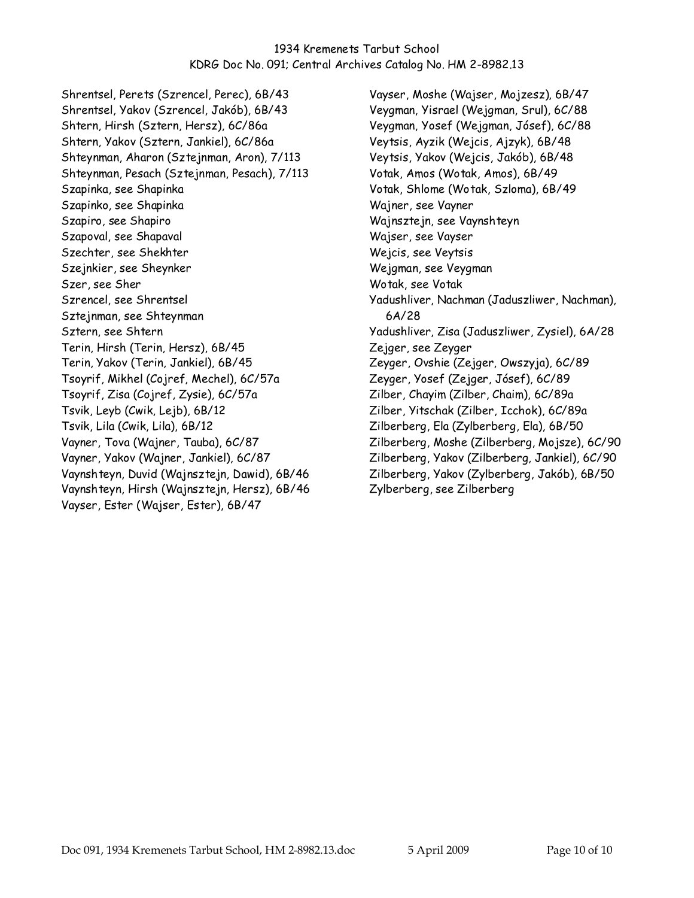Shrentsel, Perets (Szrencel, Perec), 6B/43
Shrentsel, Yakov (Szrencel, Jakób), 6B/43
Shtern, Hirsh (Sztern, Hersz), 6C/86a
Shtern, Yakov (Sztern, Jankiel), 6C/86a
Shteynman, Aharon (Sztejnman, Aron), 7/113
Shteynman, Pesach (Sztejnman, Pesach), 7/113
Szapinka, see Shapinka
Szapinko, see Shapinka
Szapiro, see Shapiro
Szapoval, see Shapaval
Szechter, see Shekhter
Szejnkier, see Sheynker
Szer, see Sher
Szrencel, see Shrentsel
Sztejnman, see Shteynman
Sztern, see Shtern
Terin, Hirsh (Terin, Hersz), 6B/45
Terin, Yakov (Terin, Jankiel), 6B/45
Tsoyrif, Mikhel (Cojref, Mechel), 6C/57a
Tsoyrif, Zisa (Cojref, Zysie), 6C/57a
Tsvik, Leyb (Cwik, Lejb), 6B/12
Tsvik, Lila (Cwik, Lila), 6B/12
Vayner, Tova (Wajner, Tauba), 6C/87
Vayner, Yakov (Wajner, Jankiel), 6C/87
Vaynshteyn, Duvid (Wajnsztejn, Dawid), 6B/46
Vaynshteyn, Hirsh (Wajnsztejn, Hersz), 6B/46
Vayser, Ester (Wajser, Ester), 6B/47
Vayser, Moshe (Wajser, Mojzesz), 6B/47
Veygman, Yisrael (Wejgman, Srul), 6C/88
Veygman, Yosef (Wejgman, Józef), 6C/88
Veytsis, Ayzik (Wejcis, Ajzyk), 6B/48
Veytsis, Yakov (Wejcis, Jakób), 6B/48
Votak, Amos (Wotak, Amos), 6B/49
Votak, Shlome (Wotak, Szloma), 6B/49
Wajner, see Vayner
Wajnsztejn, see Vaynshteyn
Wajser, see Vayser
Wejcis, see Veytsis
Wejgman, see Veygman
Wotak, see Votak
Yadushliver, Nachman (Jaduszliwer, Nachman), 6A/28
Yadushliver, Zisa (Jaduszliwer, Zysiel), 6A/28
Zejger, see Zeyger
Zeyger, Ovshie (Zejger, Owszyja), 6C/89
Zeyger, Yosef (Zejger, Józef), 6C/89
Zilber, Chayim (Zilber, Chaim), 6C/89a
Zilber, Yitschak (Zilber, Icchok), 6C/89a
Zilberberg, Ela (Zylberberg, Ela), 6B/50
Zilberberg, Moshe (Zilberberg, Mojsze), 6C/90
Zilberberg, Yakov (Zilberberg, Jankiel), 6C/90
Zilberberg, Yakov (Zylberberg, Jakób), 6B/50
Zylberberg, see Zilberberg